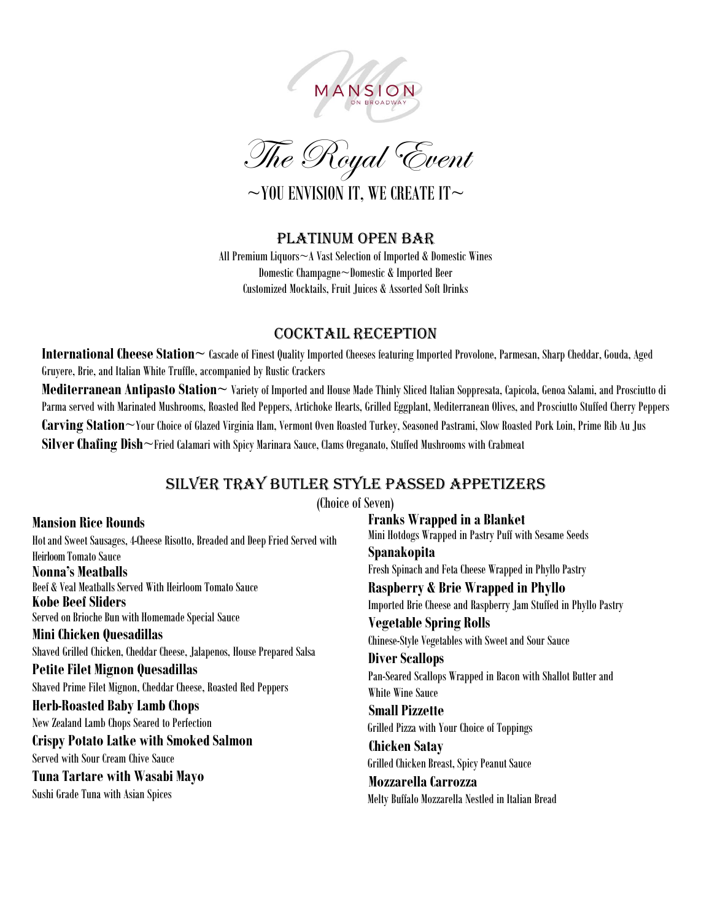MANSION
ON BROADWAY

# The Royal Event

~YOU ENVISION IT, WE CREATE IT~

## PLATINUM OPEN BAR

All Premium Liquors~A Vast Selection of Imported & Domestic Wines
Domestic Champagne~Domestic & Imported Beer
Customized Mocktails, Fruit Juices & Assorted Soft Drinks

## COCKTAIL RECEPTION

**International Cheese Station~** Cascade of Finest Quality Imported Cheeses featuring Imported Provolone, Parmesan, Sharp Cheddar, Gouda, Aged Gruyere, Brie, and Italian White Truffle, accompanied by Rustic Crackers

**Mediterranean Antipasto Station~** Variety of Imported and House Made Thinly Sliced Italian Soppresata, Capicola, Genoa Salami, and Prosciutto di Parma served with Marinated Mushrooms, Roasted Red Peppers, Artichoke Hearts, Grilled Eggplant, Mediterranean Olives, and Prosciutto Stuffed Cherry Peppers

**Carving Station~**Your Choice of Glazed Virginia Ham, Vermont Oven Roasted Turkey, Seasoned Pastrami, Slow Roasted Pork Loin, Prime Rib Au Jus

**Silver Chafing Dish~**Fried Calamari with Spicy Marinara Sauce, Clams Oreganato, Stuffed Mushrooms with Crabmeat

## SILVER TRAY BUTLER STYLE PASSED APPETIZERS

(Choice of Seven)

**Mansion Rice Rounds**
Hot and Sweet Sausages, 4-Cheese Risotto, Breaded and Deep Fried Served with Heirloom Tomato Sauce

**Nonna's Meatballs**
Beef & Veal Meatballs Served With Heirloom Tomato Sauce

**Kobe Beef Sliders**
Served on Brioche Bun with Homemade Special Sauce

**Mini Chicken Quesadillas**
Shaved Grilled Chicken, Cheddar Cheese, Jalapenos, House Prepared Salsa

**Petite Filet Mignon Quesadillas**
Shaved Prime Filet Mignon, Cheddar Cheese, Roasted Red Peppers

**Herb-Roasted Baby Lamb Chops**
New Zealand Lamb Chops Seared to Perfection

**Crispy Potato Latke with Smoked Salmon**
Served with Sour Cream Chive Sauce

**Tuna Tartare with Wasabi Mayo**
Sushi Grade Tuna with Asian Spices

**Franks Wrapped in a Blanket**
Mini Hotdogs Wrapped in Pastry Puff with Sesame Seeds

**Spanakopita**
Fresh Spinach and Feta Cheese Wrapped in Phyllo Pastry

**Raspberry & Brie Wrapped in Phyllo**
Imported Brie Cheese and Raspberry Jam Stuffed in Phyllo Pastry

**Vegetable Spring Rolls**
Chinese-Style Vegetables with Sweet and Sour Sauce

**Diver Scallops**
Pan-Seared Scallops Wrapped in Bacon with Shallot Butter and White Wine Sauce

**Small Pizzette**
Grilled Pizza with Your Choice of Toppings

**Chicken Satay**
Grilled Chicken Breast, Spicy Peanut Sauce

**Mozzarella Carrozza**
Melty Buffalo Mozzarella Nestled in Italian Bread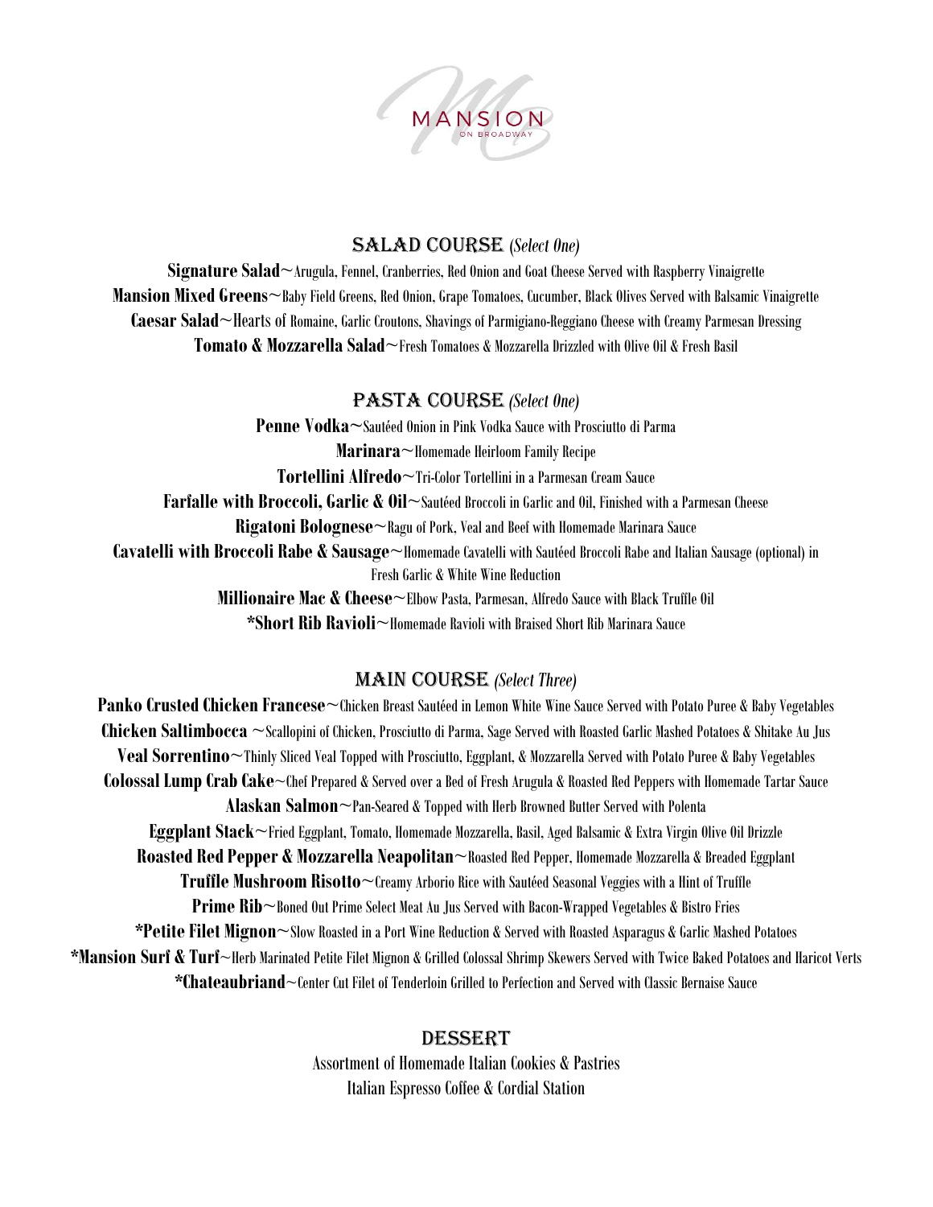MANSION
ON BROADWAY

## SALAD COURSE *(Select One)*

**Signature Salad**~Arugula, Fennel, Cranberries, Red Onion and Goat Cheese Served with Raspberry Vinaigrette

**Mansion Mixed Greens**~Baby Field Greens, Red Onion, Grape Tomatoes, Cucumber, Black Olives Served with Balsamic Vinaigrette

**Caesar Salad**~Hearts of Romaine, Garlic Croutons, Shavings of Parmigiano-Reggiano Cheese with Creamy Parmesan Dressing

**Tomato & Mozzarella Salad**~Fresh Tomatoes & Mozzarella Drizzled with Olive Oil & Fresh Basil

## PASTA COURSE *(Select One)*

**Penne Vodka**~Sautéed Onion in Pink Vodka Sauce with Prosciutto di Parma

**Marinara**~Homemade Heirloom Family Recipe

**Tortellini Alfredo**~Tri-Color Tortellini in a Parmesan Cream Sauce

**Farfalle with Broccoli, Garlic & Oil**~Sautéed Broccoli in Garlic and Oil, Finished with a Parmesan Cheese

**Rigatoni Bolognese**~Ragu of Pork, Veal and Beef with Homemade Marinara Sauce

**Cavatelli with Broccoli Rabe & Sausage**~Homemade Cavatelli with Sautéed Broccoli Rabe and Italian Sausage (optional) in Fresh Garlic & White Wine Reduction

**Millionaire Mac & Cheese**~Elbow Pasta, Parmesan, Alfredo Sauce with Black Truffle Oil

**\*Short Rib Ravioli**~Homemade Ravioli with Braised Short Rib Marinara Sauce

## MAIN COURSE *(Select Three)*

**Panko Crusted Chicken Francese**~Chicken Breast Sautéed in Lemon White Wine Sauce Served with Potato Puree & Baby Vegetables

**Chicken Saltimbocca** ~Scallopini of Chicken, Prosciutto di Parma, Sage Served with Roasted Garlic Mashed Potatoes & Shitake Au Jus

**Veal Sorrentino**~Thinly Sliced Veal Topped with Prosciutto, Eggplant, & Mozzarella Served with Potato Puree & Baby Vegetables

**Colossal Lump Crab Cake**~Chef Prepared & Served over a Bed of Fresh Arugula & Roasted Red Peppers with Homemade Tartar Sauce

**Alaskan Salmon**~Pan-Seared & Topped with Herb Browned Butter Served with Polenta

**Eggplant Stack**~Fried Eggplant, Tomato, Homemade Mozzarella, Basil, Aged Balsamic & Extra Virgin Olive Oil Drizzle

**Roasted Red Pepper & Mozzarella Neapolitan**~Roasted Red Pepper, Homemade Mozzarella & Breaded Eggplant

**Truffle Mushroom Risotto**~Creamy Arborio Rice with Sautéed Seasonal Veggies with a Hint of Truffle

**Prime Rib**~Boned Out Prime Select Meat Au Jus Served with Bacon-Wrapped Vegetables & Bistro Fries

**\*Petite Filet Mignon**~Slow Roasted in a Port Wine Reduction & Served with Roasted Asparagus & Garlic Mashed Potatoes

**\*Mansion Surf & Turf**~Herb Marinated Petite Filet Mignon & Grilled Colossal Shrimp Skewers Served with Twice Baked Potatoes and Haricot Verts

**\*Chateaubriand**~Center Cut Filet of Tenderloin Grilled to Perfection and Served with Classic Bernaise Sauce

## DESSERT

Assortment of Homemade Italian Cookies & Pastries

Italian Espresso Coffee & Cordial Station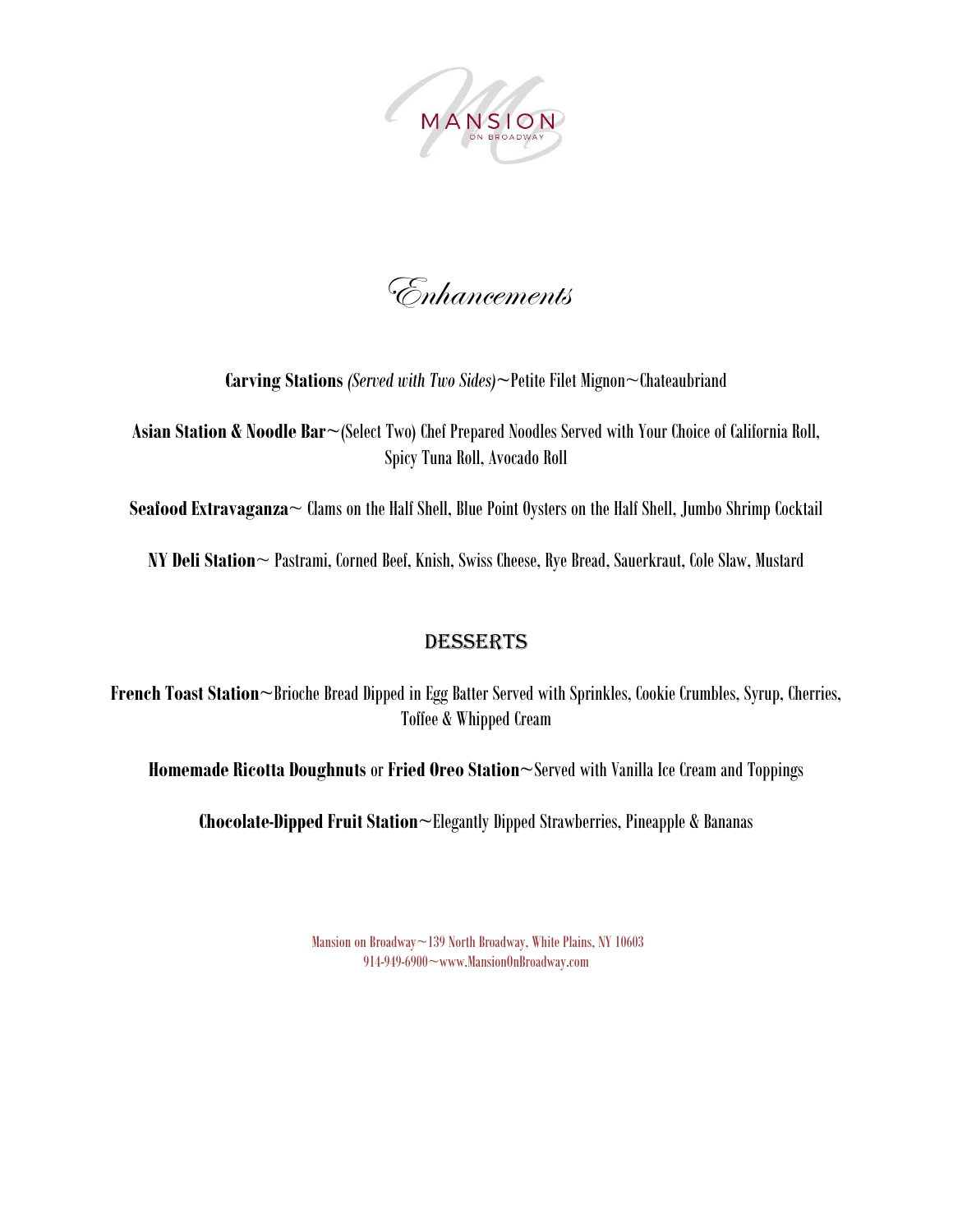# Enhancements

**Carving Stations** *(Served with Two Sides)*~Petite Filet Mignon~Chateaubriand

**Asian Station & Noodle Bar**~(Select Two) Chef Prepared Noodles Served with Your Choice of California Roll, Spicy Tuna Roll, Avocado Roll

**Seafood Extravaganza**~ Clams on the Half Shell, Blue Point Oysters on the Half Shell, Jumbo Shrimp Cocktail

**NY Deli Station**~ Pastrami, Corned Beef, Knish, Swiss Cheese, Rye Bread, Sauerkraut, Cole Slaw, Mustard

## DESSERTS

**French Toast Station**~Brioche Bread Dipped in Egg Batter Served with Sprinkles, Cookie Crumbles, Syrup, Cherries, Toffee & Whipped Cream

**Homemade Ricotta Doughnuts** or **Fried Oreo Station**~Served with Vanilla Ice Cream and Toppings

**Chocolate-Dipped Fruit Station**~Elegantly Dipped Strawberries, Pineapple & Bananas

Mansion on Broadway~139 North Broadway, White Plains, NY 10603
914-949-6900~www.MansionOnBroadway.com